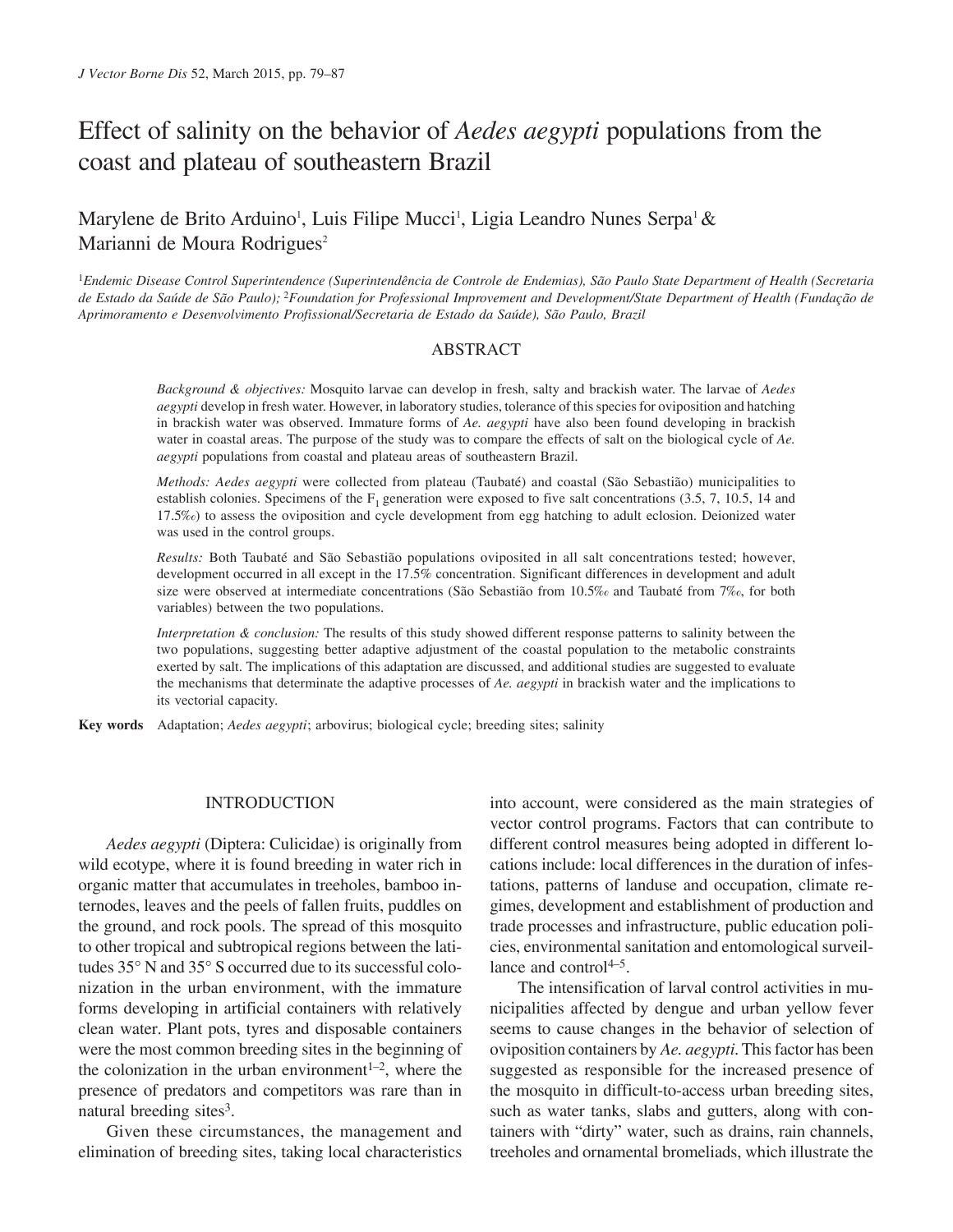# Effect of salinity on the behavior of *Aedes aegypti* populations from the coast and plateau of southeastern Brazil

Marylene de Brito Arduino[1], Luis Filipe Mucci[1], Ligia Leandro Nunes Serpa[1] & Marianni de Moura Rodrigues[2]

[1]*Endemic Disease Control Superintendence (Superintendência de Controle de Endemias), São Paulo State Department of Health (Secretaria de Estado da Saúde de São Paulo);* [2]*Foundation for Professional Improvement and Development/State Department of Health (Fundação de Aprimoramento e Desenvolvimento Profissional/Secretaria de Estado da Saúde), São Paulo, Brazil*

## ABSTRACT

*Background & objectives:* Mosquito larvae can develop in fresh, salty and brackish water. The larvae of *Aedes aegypti* develop in fresh water. However, in laboratory studies, tolerance of this species for oviposition and hatching in brackish water was observed. Immature forms of *Ae. aegypti* have also been found developing in brackish water in coastal areas. The purpose of the study was to compare the effects of salt on the biological cycle of *Ae. aegypti* populations from coastal and plateau areas of southeastern Brazil.

*Methods: Aedes aegypti* were collected from plateau (Taubaté) and coastal (São Sebastião) municipalities to establish colonies. Specimens of the $F_1$ generation were exposed to five salt concentrations (3.5, 7, 10.5, 14 and 17.5‰) to assess the oviposition and cycle development from egg hatching to adult eclosion. Deionized water was used in the control groups.

*Results:* Both Taubaté and São Sebastião populations oviposited in all salt concentrations tested; however, development occurred in all except in the 17.5% concentration. Significant differences in development and adult size were observed at intermediate concentrations (São Sebastião from 10.5‰ and Taubaté from 7‰, for both variables) between the two populations.

*Interpretation & conclusion:* The results of this study showed different response patterns to salinity between the two populations, suggesting better adaptive adjustment of the coastal population to the metabolic constraints exerted by salt. The implications of this adaptation are discussed, and additional studies are suggested to evaluate the mechanisms that determinate the adaptive processes of *Ae. aegypti* in brackish water and the implications to its vectorial capacity.

**Key words** Adaptation; *Aedes aegypti*; arbovirus; biological cycle; breeding sites; salinity

## INTRODUCTION

*Aedes aegypti* (Diptera: Culicidae) is originally from wild ecotype, where it is found breeding in water rich in organic matter that accumulates in treeholes, bamboo internodes, leaves and the peels of fallen fruits, puddles on the ground, and rock pools. The spread of this mosquito to other tropical and subtropical regions between the latitudes 35° N and 35° S occurred due to its successful colonization in the urban environment, with the immature forms developing in artificial containers with relatively clean water. Plant pots, tyres and disposable containers were the most common breeding sites in the beginning of the colonization in the urban environment[1–2], where the presence of predators and competitors was rare than in natural breeding sites[3].

Given these circumstances, the management and elimination of breeding sites, taking local characteristics into account, were considered as the main strategies of vector control programs. Factors that can contribute to different control measures being adopted in different locations include: local differences in the duration of infestations, patterns of landuse and occupation, climate regimes, development and establishment of production and trade processes and infrastructure, public education policies, environmental sanitation and entomological surveillance and control[4–5].

The intensification of larval control activities in municipalities affected by dengue and urban yellow fever seems to cause changes in the behavior of selection of oviposition containers by *Ae. aegypti*. This factor has been suggested as responsible for the increased presence of the mosquito in difficult-to-access urban breeding sites, such as water tanks, slabs and gutters, along with containers with "dirty" water, such as drains, rain channels, treeholes and ornamental bromeliads, which illustrate the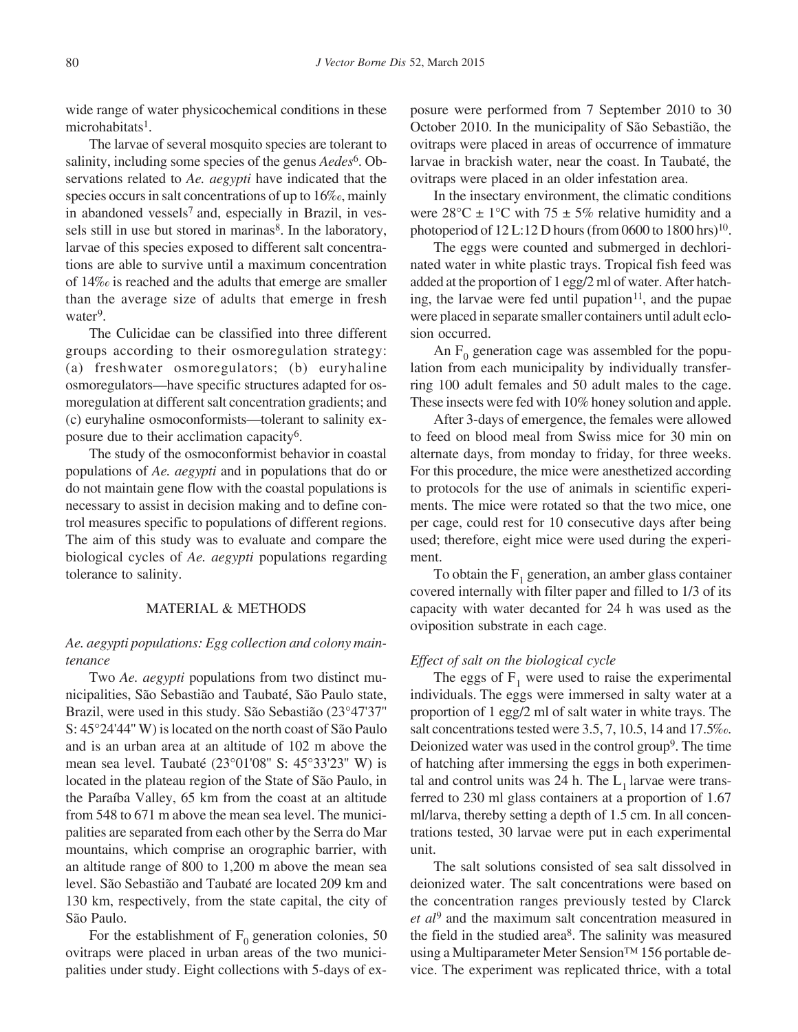wide range of water physicochemical conditions in these microhabitats[1].

The larvae of several mosquito species are tolerant to salinity, including some species of the genus *Aedes*[6]. Observations related to *Ae. aegypti* have indicated that the species occurs in salt concentrations of up to 16‰, mainly in abandoned vessels[7] and, especially in Brazil, in vessels still in use but stored in marinas[8]. In the laboratory, larvae of this species exposed to different salt concentrations are able to survive until a maximum concentration of 14‰ is reached and the adults that emerge are smaller than the average size of adults that emerge in fresh water[9].

The Culicidae can be classified into three different groups according to their osmoregulation strategy: (a) freshwater osmoregulators; (b) euryhaline osmoregulators—have specific structures adapted for osmoregulation at different salt concentration gradients; and (c) euryhaline osmoconformists—tolerant to salinity exposure due to their acclimation capacity[6].

The study of the osmoconformist behavior in coastal populations of *Ae. aegypti* and in populations that do or do not maintain gene flow with the coastal populations is necessary to assist in decision making and to define control measures specific to populations of different regions. The aim of this study was to evaluate and compare the biological cycles of *Ae. aegypti* populations regarding tolerance to salinity.

## MATERIAL & METHODS

### *Ae. aegypti populations: Egg collection and colony maintenance*

Two *Ae. aegypti* populations from two distinct municipalities, São Sebastião and Taubaté, São Paulo state, Brazil, were used in this study. São Sebastião (23°47'37" S: 45°24'44" W) is located on the north coast of São Paulo and is an urban area at an altitude of 102 m above the mean sea level. Taubaté (23°01'08" S: 45°33'23" W) is located in the plateau region of the State of São Paulo, in the Paraíba Valley, 65 km from the coast at an altitude from 548 to 671 m above the mean sea level. The municipalities are separated from each other by the Serra do Mar mountains, which comprise an orographic barrier, with an altitude range of 800 to 1,200 m above the mean sea level. São Sebastião and Taubaté are located 209 km and 130 km, respectively, from the state capital, the city of São Paulo.

For the establishment of $F_0$ generation colonies, 50 ovitraps were placed in urban areas of the two municipalities under study. Eight collections with 5-days of exposure were performed from 7 September 2010 to 30 October 2010. In the municipality of São Sebastião, the ovitraps were placed in areas of occurrence of immature larvae in brackish water, near the coast. In Taubaté, the ovitraps were placed in an older infestation area.

In the insectary environment, the climatic conditions were 28°C ± 1°C with 75 ± 5% relative humidity and a photoperiod of 12 L:12 D hours (from 0600 to 1800 hrs)[10].

The eggs were counted and submerged in dechlorinated water in white plastic trays. Tropical fish feed was added at the proportion of 1 egg/2 ml of water. After hatching, the larvae were fed until pupation[11], and the pupae were placed in separate smaller containers until adult eclosion occurred.

An $F_0$ generation cage was assembled for the population from each municipality by individually transferring 100 adult females and 50 adult males to the cage. These insects were fed with 10% honey solution and apple.

After 3-days of emergence, the females were allowed to feed on blood meal from Swiss mice for 30 min on alternate days, from monday to friday, for three weeks. For this procedure, the mice were anesthetized according to protocols for the use of animals in scientific experiments. The mice were rotated so that the two mice, one per cage, could rest for 10 consecutive days after being used; therefore, eight mice were used during the experiment.

To obtain the $F_1$ generation, an amber glass container covered internally with filter paper and filled to 1/3 of its capacity with water decanted for 24 h was used as the oviposition substrate in each cage.

### *Effect of salt on the biological cycle*

The eggs of $F_1$ were used to raise the experimental individuals. The eggs were immersed in salty water at a proportion of 1 egg/2 ml of salt water in white trays. The salt concentrations tested were 3.5, 7, 10.5, 14 and 17.5‰. Deionized water was used in the control group[9]. The time of hatching after immersing the eggs in both experimental and control units was 24 h. The $L_1$ larvae were transferred to 230 ml glass containers at a proportion of 1.67 ml/larva, thereby setting a depth of 1.5 cm. In all concentrations tested, 30 larvae were put in each experimental unit.

The salt solutions consisted of sea salt dissolved in deionized water. The salt concentrations were based on the concentration ranges previously tested by Clarck *et al*[9] and the maximum salt concentration measured in the field in the studied area[8]. The salinity was measured using a Multiparameter Meter Sension™ 156 portable device. The experiment was replicated thrice, with a total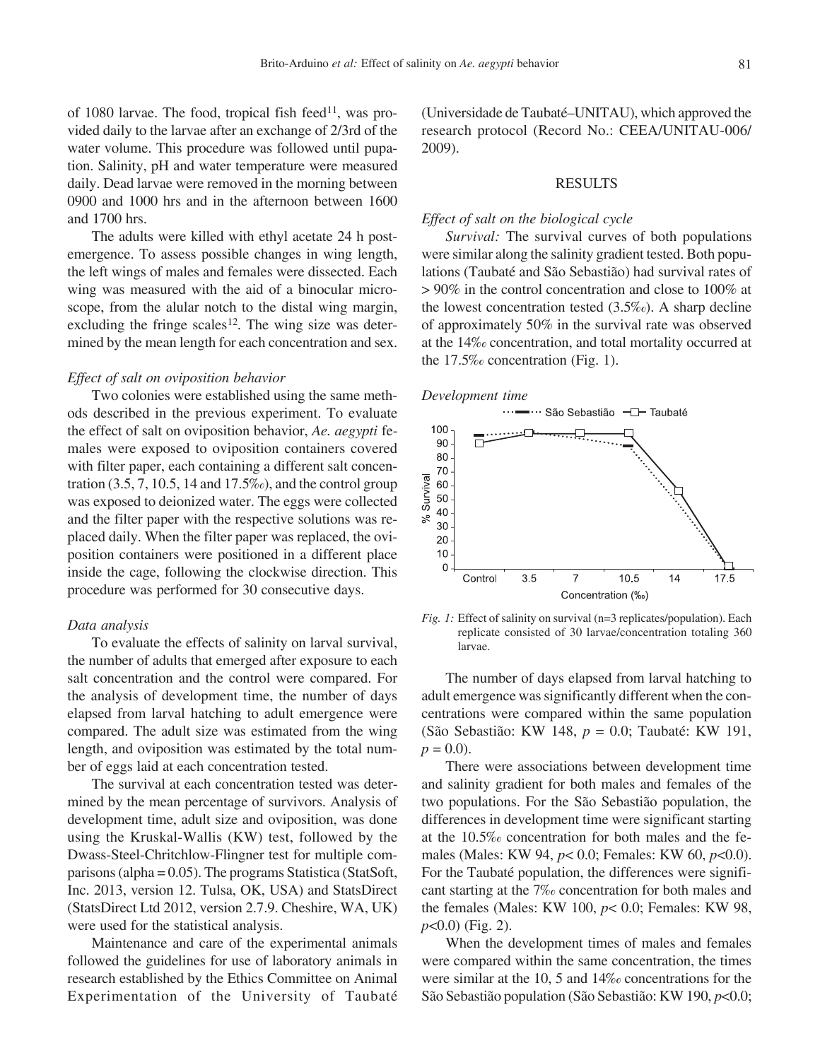of 1080 larvae. The food, tropical fish feed[11], was provided daily to the larvae after an exchange of 2/3rd of the water volume. This procedure was followed until pupation. Salinity, pH and water temperature were measured daily. Dead larvae were removed in the morning between 0900 and 1000 hrs and in the afternoon between 1600 and 1700 hrs.

The adults were killed with ethyl acetate 24 h post-emergence. To assess possible changes in wing length, the left wings of males and females were dissected. Each wing was measured with the aid of a binocular microscope, from the alular notch to the distal wing margin, excluding the fringe scales[12]. The wing size was determined by the mean length for each concentration and sex.

### *Effect of salt on oviposition behavior*

Two colonies were established using the same methods described in the previous experiment. To evaluate the effect of salt on oviposition behavior, *Ae. aegypti* females were exposed to oviposition containers covered with filter paper, each containing a different salt concentration (3.5, 7, 10.5, 14 and 17.5‰), and the control group was exposed to deionized water. The eggs were collected and the filter paper with the respective solutions was replaced daily. When the filter paper was replaced, the oviposition containers were positioned in a different place inside the cage, following the clockwise direction. This procedure was performed for 30 consecutive days.

### *Data analysis*

To evaluate the effects of salinity on larval survival, the number of adults that emerged after exposure to each salt concentration and the control were compared. For the analysis of development time, the number of days elapsed from larval hatching to adult emergence were compared. The adult size was estimated from the wing length, and oviposition was estimated by the total number of eggs laid at each concentration tested.

The survival at each concentration tested was determined by the mean percentage of survivors. Analysis of development time, adult size and oviposition, was done using the Kruskal-Wallis (KW) test, followed by the Dwass-Steel-Chritchlow-Flingner test for multiple comparisons (alpha = 0.05). The programs Statistica (StatSoft, Inc. 2013, version 12. Tulsa, OK, USA) and StatsDirect (StatsDirect Ltd 2012, version 2.7.9. Cheshire, WA, UK) were used for the statistical analysis.

Maintenance and care of the experimental animals followed the guidelines for use of laboratory animals in research established by the Ethics Committee on Animal Experimentation of the University of Taubaté (Universidade de Taubaté–UNITAU), which approved the research protocol (Record No.: CEEA/UNITAU-006/2009).

## RESULTS

### *Effect of salt on the biological cycle*

*Survival:* The survival curves of both populations were similar along the salinity gradient tested. Both populations (Taubaté and São Sebastião) had survival rates of > 90% in the control concentration and close to 100% at the lowest concentration tested (3.5‰). A sharp decline of approximately 50% in the survival rate was observed at the 14‰ concentration, and total mortality occurred at the 17.5‰ concentration (Fig. 1).

### *Development time*

*Fig. 1:* Effect of salinity on survival (n=3 replicates/population). Each replicate consisted of 30 larvae/concentration totaling 360 larvae.

The number of days elapsed from larval hatching to adult emergence was significantly different when the concentrations were compared within the same population (São Sebastião: KW 148, $p$ = 0.0; Taubaté: KW 191, $p$ = 0.0).

There were associations between development time and salinity gradient for both males and females of the two populations. For the São Sebastião population, the differences in development time were significant starting at the 10.5‰ concentration for both males and the females (Males: KW 94, $p$< 0.0; Females: KW 60, $p$<0.0). For the Taubaté population, the differences were significant starting at the 7‰ concentration for both males and the females (Males: KW 100, $p$< 0.0; Females: KW 98, $p$<0.0) (Fig. 2).

When the development times of males and females were compared within the same concentration, the times were similar at the 10, 5 and 14‰ concentrations for the São Sebastião population (São Sebastião: KW 190, $p$<0.0;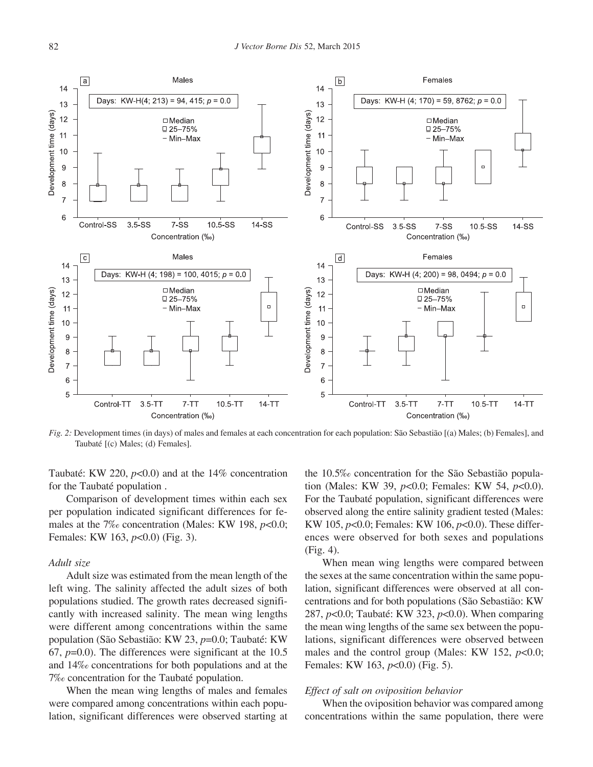Fig. 2: Development times (in days) of males and females at each concentration for each population: São Sebastião [(a) Males; (b) Females], and Taubaté [(c) Males; (d) Females].

Taubaté: KW 220, $p<0.0$) and at the 14% concentration for the Taubaté population .

Comparison of development times within each sex per population indicated significant differences for females at the 7‰ concentration (Males: KW 198, $p<0.0$; Females: KW 163, $p<0.0$) (Fig. 3).

*Adult size*

Adult size was estimated from the mean length of the left wing. The salinity affected the adult sizes of both populations studied. The growth rates decreased significantly with increased salinity. The mean wing lengths were different among concentrations within the same population (São Sebastião: KW 23, $p=0.0$; Taubaté: KW 67, $p=0.0$). The differences were significant at the 10.5 and 14‰ concentrations for both populations and at the 7‰ concentration for the Taubaté population.

When the mean wing lengths of males and females were compared among concentrations within each population, significant differences were observed starting at the 10.5‰ concentration for the São Sebastião population (Males: KW 39, $p<0.0$; Females: KW 54, $p<0.0$). For the Taubaté population, significant differences were observed along the entire salinity gradient tested (Males: KW 105, $p<0.0$; Females: KW 106, $p<0.0$). These differences were observed for both sexes and populations (Fig. 4).

When mean wing lengths were compared between the sexes at the same concentration within the same population, significant differences were observed at all concentrations and for both populations (São Sebastião: KW 287, $p<0.0$; Taubaté: KW 323, $p<0.0$). When comparing the mean wing lengths of the same sex between the populations, significant differences were observed between males and the control group (Males: KW 152, $p<0.0$; Females: KW 163, $p<0.0$) (Fig. 5).

*Effect of salt on oviposition behavior*

When the oviposition behavior was compared among concentrations within the same population, there were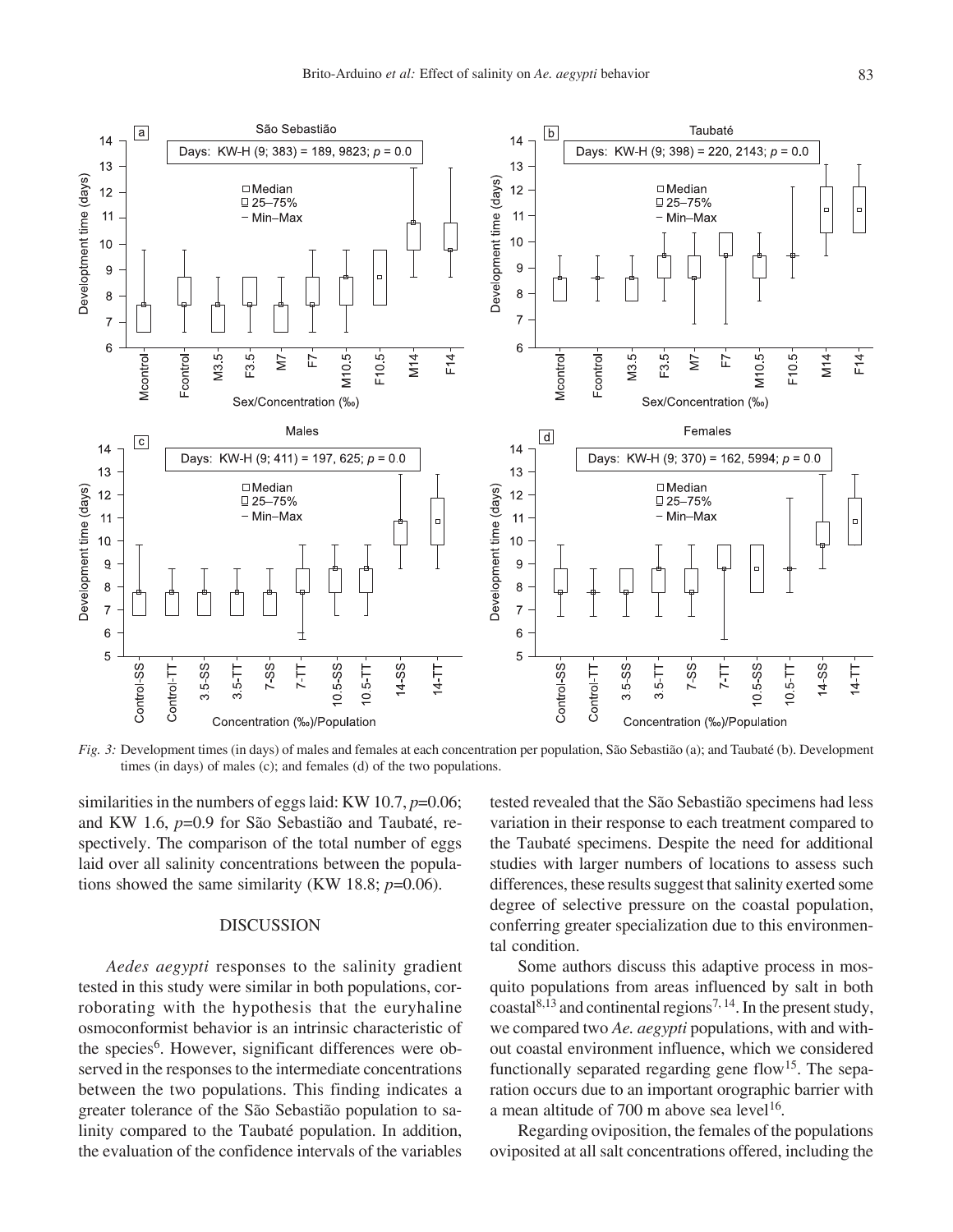*Fig. 3:* Development times (in days) of males and females at each concentration per population, São Sebastião (a); and Taubaté (b). Development times (in days) of males (c); and females (d) of the two populations.

similarities in the numbers of eggs laid: KW 10.7, $p$=0.06; and KW 1.6, $p$=0.9 for São Sebastião and Taubaté, respectively. The comparison of the total number of eggs laid over all salinity concentrations between the populations showed the same similarity (KW 18.8; $p$=0.06).

## DISCUSSION

*Aedes aegypti* responses to the salinity gradient tested in this study were similar in both populations, corroborating with the hypothesis that the euryhaline osmoconformist behavior is an intrinsic characteristic of the species[6]. However, significant differences were observed in the responses to the intermediate concentrations between the two populations. This finding indicates a greater tolerance of the São Sebastião population to salinity compared to the Taubaté population. In addition, the evaluation of the confidence intervals of the variables tested revealed that the São Sebastião specimens had less variation in their response to each treatment compared to the Taubaté specimens. Despite the need for additional studies with larger numbers of locations to assess such differences, these results suggest that salinity exerted some degree of selective pressure on the coastal population, conferring greater specialization due to this environmental condition.

Some authors discuss this adaptive process in mosquito populations from areas influenced by salt in both coastal[8,13] and continental regions[7,14]. In the present study, we compared two *Ae. aegypti* populations, with and without coastal environment influence, which we considered functionally separated regarding gene flow[15]. The separation occurs due to an important orographic barrier with a mean altitude of 700 m above sea level[16].

Regarding oviposition, the females of the populations oviposited at all salt concentrations offered, including the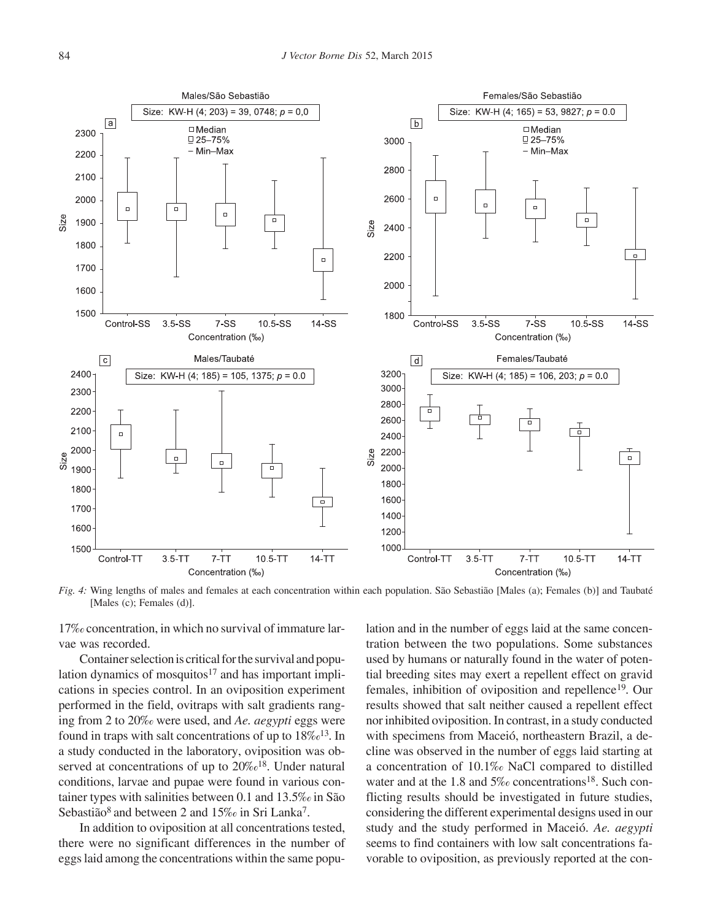*Fig. 4:* Wing lengths of males and females at each concentration within each population. São Sebastião [Males (a); Females (b)] and Taubaté [Males (c); Females (d)].

17‰ concentration, in which no survival of immature larvae was recorded.

Container selection is critical for the survival and population dynamics of mosquitos[17] and has important implications in species control. In an oviposition experiment performed in the field, ovitraps with salt gradients ranging from 2 to 20‰ were used, and *Ae. aegypti* eggs were found in traps with salt concentrations of up to 18‰[13]. In a study conducted in the laboratory, oviposition was observed at concentrations of up to 20‰[18]. Under natural conditions, larvae and pupae were found in various container types with salinities between 0.1 and 13.5‰ in São Sebastião[8] and between 2 and 15‰ in Sri Lanka[7].

In addition to oviposition at all concentrations tested, there were no significant differences in the number of eggs laid among the concentrations within the same population and in the number of eggs laid at the same concentration between the two populations. Some substances used by humans or naturally found in the water of potential breeding sites may exert a repellent effect on gravid females, inhibition of oviposition and repellence[19]. Our results showed that salt neither caused a repellent effect nor inhibited oviposition. In contrast, in a study conducted with specimens from Maceió, northeastern Brazil, a decline was observed in the number of eggs laid starting at a concentration of 10.1‰ NaCl compared to distilled water and at the 1.8 and 5‰ concentrations[18]. Such conflicting results should be investigated in future studies, considering the different experimental designs used in our study and the study performed in Maceió. *Ae. aegypti* seems to find containers with low salt concentrations favorable to oviposition, as previously reported at the con-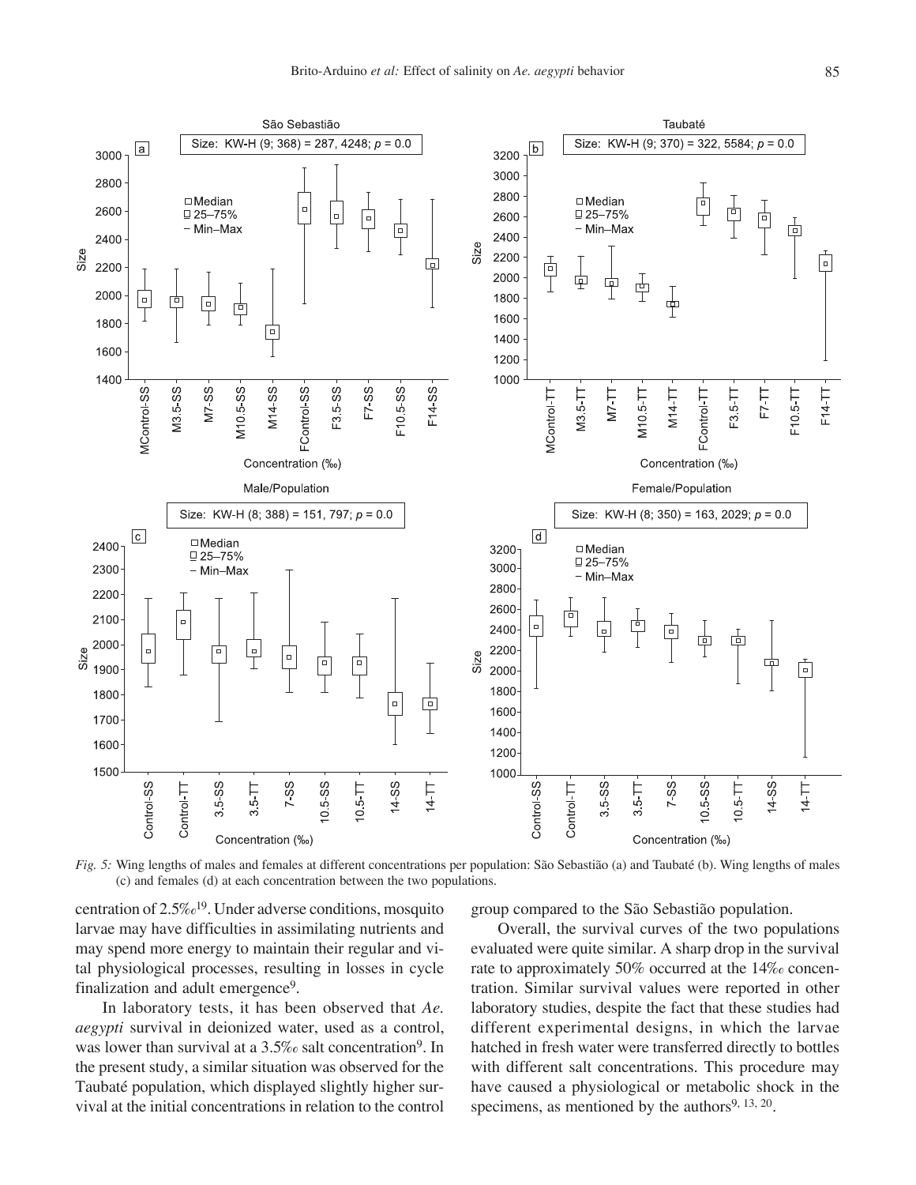*Fig. 5:* Wing lengths of males and females at different concentrations per population: São Sebastião (a) and Taubaté (b). Wing lengths of males (c) and females (d) at each concentration between the two populations.

centration of 2.5‰[19]. Under adverse conditions, mosquito larvae may have difficulties in assimilating nutrients and may spend more energy to maintain their regular and vital physiological processes, resulting in losses in cycle finalization and adult emergence[9].

In laboratory tests, it has been observed that *Ae. aegypti* survival in deionized water, used as a control, was lower than survival at a 3.5‰ salt concentration[9]. In the present study, a similar situation was observed for the Taubaté population, which displayed slightly higher survival at the initial concentrations in relation to the control group compared to the São Sebastião population.

Overall, the survival curves of the two populations evaluated were quite similar. A sharp drop in the survival rate to approximately 50% occurred at the 14‰ concentration. Similar survival values were reported in other laboratory studies, despite the fact that these studies had different experimental designs, in which the larvae hatched in fresh water were transferred directly to bottles with different salt concentrations. This procedure may have caused a physiological or metabolic shock in the specimens, as mentioned by the authors[9, 13, 20].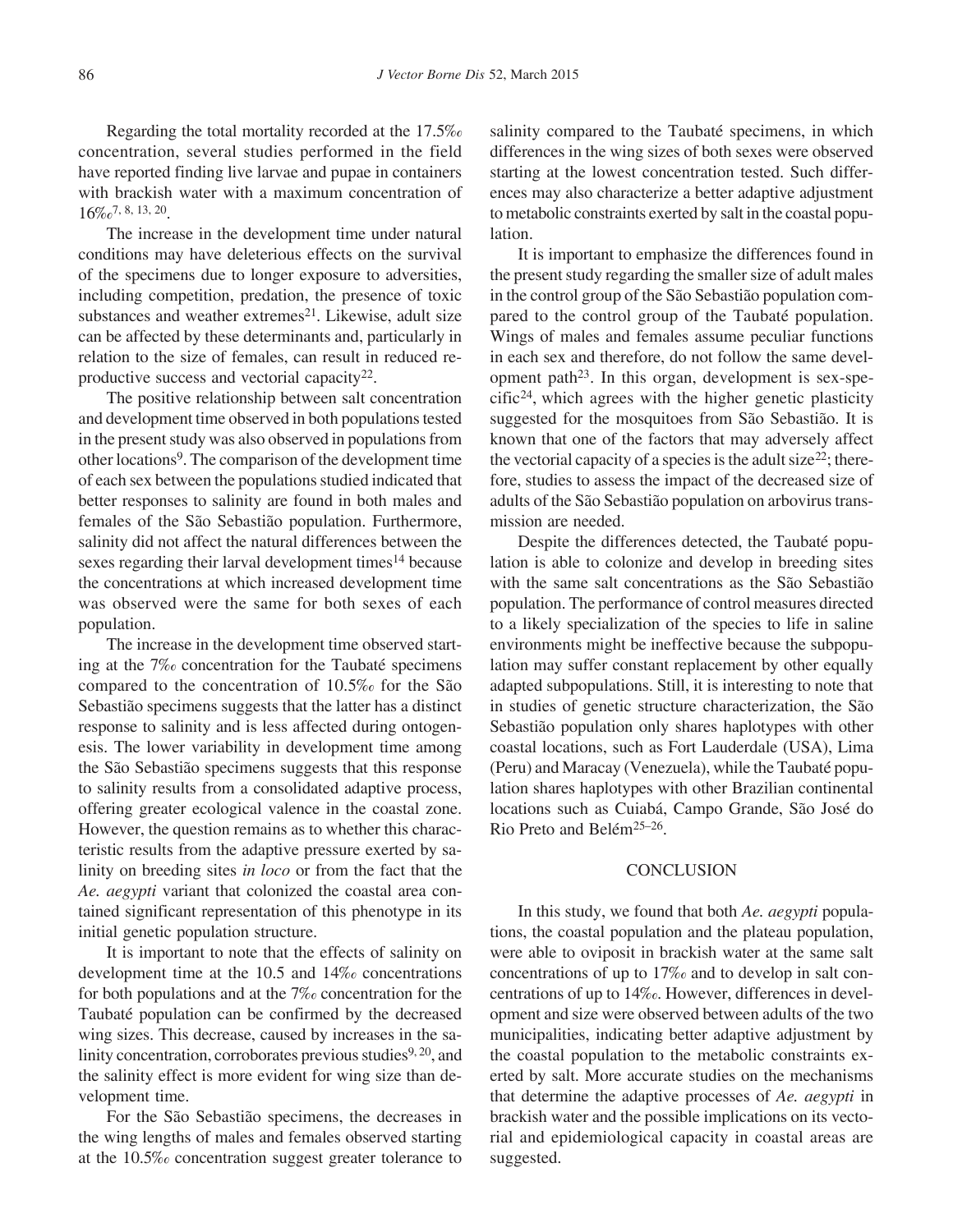Regarding the total mortality recorded at the 17.5‰ concentration, several studies performed in the field have reported finding live larvae and pupae in containers with brackish water with a maximum concentration of 16‰[7, 8, 13, 20].

The increase in the development time under natural conditions may have deleterious effects on the survival of the specimens due to longer exposure to adversities, including competition, predation, the presence of toxic substances and weather extremes[21]. Likewise, adult size can be affected by these determinants and, particularly in relation to the size of females, can result in reduced reproductive success and vectorial capacity[22].

The positive relationship between salt concentration and development time observed in both populations tested in the present study was also observed in populations from other locations[9]. The comparison of the development time of each sex between the populations studied indicated that better responses to salinity are found in both males and females of the São Sebastião population. Furthermore, salinity did not affect the natural differences between the sexes regarding their larval development times[14] because the concentrations at which increased development time was observed were the same for both sexes of each population.

The increase in the development time observed starting at the 7‰ concentration for the Taubaté specimens compared to the concentration of 10.5‰ for the São Sebastião specimens suggests that the latter has a distinct response to salinity and is less affected during ontogenesis. The lower variability in development time among the São Sebastião specimens suggests that this response to salinity results from a consolidated adaptive process, offering greater ecological valence in the coastal zone. However, the question remains as to whether this characteristic results from the adaptive pressure exerted by salinity on breeding sites *in loco* or from the fact that the *Ae. aegypti* variant that colonized the coastal area contained significant representation of this phenotype in its initial genetic population structure.

It is important to note that the effects of salinity on development time at the 10.5 and 14‰ concentrations for both populations and at the 7‰ concentration for the Taubaté population can be confirmed by the decreased wing sizes. This decrease, caused by increases in the salinity concentration, corroborates previous studies[9, 20], and the salinity effect is more evident for wing size than development time.

For the São Sebastião specimens, the decreases in the wing lengths of males and females observed starting at the 10.5‰ concentration suggest greater tolerance to salinity compared to the Taubaté specimens, in which differences in the wing sizes of both sexes were observed starting at the lowest concentration tested. Such differences may also characterize a better adaptive adjustment to metabolic constraints exerted by salt in the coastal population.

It is important to emphasize the differences found in the present study regarding the smaller size of adult males in the control group of the São Sebastião population compared to the control group of the Taubaté population. Wings of males and females assume peculiar functions in each sex and therefore, do not follow the same development path[23]. In this organ, development is sex-specific[24], which agrees with the higher genetic plasticity suggested for the mosquitoes from São Sebastião. It is known that one of the factors that may adversely affect the vectorial capacity of a species is the adult size[22]; therefore, studies to assess the impact of the decreased size of adults of the São Sebastião population on arbovirus transmission are needed.

Despite the differences detected, the Taubaté population is able to colonize and develop in breeding sites with the same salt concentrations as the São Sebastião population. The performance of control measures directed to a likely specialization of the species to life in saline environments might be ineffective because the subpopulation may suffer constant replacement by other equally adapted subpopulations. Still, it is interesting to note that in studies of genetic structure characterization, the São Sebastião population only shares haplotypes with other coastal locations, such as Fort Lauderdale (USA), Lima (Peru) and Maracay (Venezuela), while the Taubaté population shares haplotypes with other Brazilian continental locations such as Cuiabá, Campo Grande, São José do Rio Preto and Belém[25–26].

## CONCLUSION

In this study, we found that both *Ae. aegypti* populations, the coastal population and the plateau population, were able to oviposit in brackish water at the same salt concentrations of up to 17‰ and to develop in salt concentrations of up to 14‰. However, differences in development and size were observed between adults of the two municipalities, indicating better adaptive adjustment by the coastal population to the metabolic constraints exerted by salt. More accurate studies on the mechanisms that determine the adaptive processes of *Ae. aegypti* in brackish water and the possible implications on its vectorial and epidemiological capacity in coastal areas are suggested.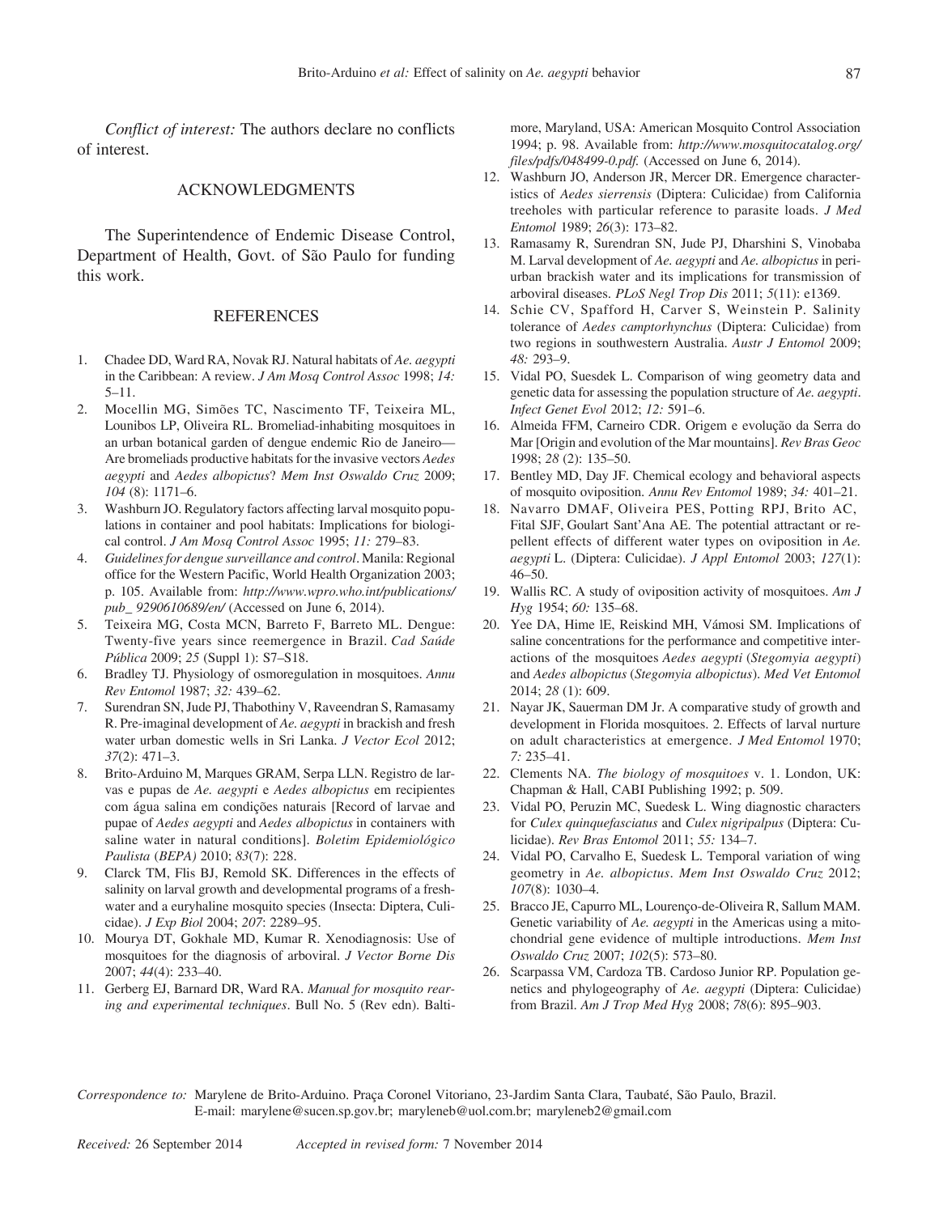*Conflict of interest:* The authors declare no conflicts of interest.

## ACKNOWLEDGMENTS

The Superintendence of Endemic Disease Control, Department of Health, Govt. of São Paulo for funding this work.

## REFERENCES

1. Chadee DD, Ward RA, Novak RJ. Natural habitats of *Ae. aegypti* in the Caribbean: A review. *J Am Mosq Control Assoc* 1998; *14:* 5–11.
2. Mocellin MG, Simões TC, Nascimento TF, Teixeira ML, Lounibos LP, Oliveira RL. Bromeliad-inhabiting mosquitoes in an urban botanical garden of dengue endemic Rio de Janeiro—Are bromeliads productive habitats for the invasive vectors *Aedes aegypti* and *Aedes albopictus*? *Mem Inst Oswaldo Cruz* 2009; *104* (8): 1171–6.
3. Washburn JO. Regulatory factors affecting larval mosquito populations in container and pool habitats: Implications for biological control. *J Am Mosq Control Assoc* 1995; *11:* 279–83.
4. *Guidelines for dengue surveillance and control*. Manila: Regional office for the Western Pacific, World Health Organization 2003; p. 105. Available from: *http://www.wpro.who.int/publications/pub_ 9290610689/en/* (Accessed on June 6, 2014).
5. Teixeira MG, Costa MCN, Barreto F, Barreto ML. Dengue: Twenty-five years since reemergence in Brazil. *Cad Saúde Pública* 2009; *25* (Suppl 1): S7–S18.
6. Bradley TJ. Physiology of osmoregulation in mosquitoes. *Annu Rev Entomol* 1987; *32:* 439–62.
7. Surendran SN, Jude PJ, Thabothiny V, Raveendran S, Ramasamy R. Pre-imaginal development of *Ae. aegypti* in brackish and fresh water urban domestic wells in Sri Lanka. *J Vector Ecol* 2012; *37*(2): 471–3.
8. Brito-Arduino M, Marques GRAM, Serpa LLN. Registro de larvas e pupas de *Ae. aegypti* e *Aedes albopictus* em recipientes com água salina em condições naturais [Record of larvae and pupae of *Aedes aegypti* and *Aedes albopictus* in containers with saline water in natural conditions]. *Boletim Epidemiológico Paulista* (*BEPA)* 2010; *83*(7): 228.
9. Clarck TM, Flis BJ, Remold SK. Differences in the effects of salinity on larval growth and developmental programs of a freshwater and a euryhaline mosquito species (Insecta: Diptera, Culicidae). *J Exp Biol* 2004; *207*: 2289–95.
10. Mourya DT, Gokhale MD, Kumar R. Xenodiagnosis: Use of mosquitoes for the diagnosis of arboviral. *J Vector Borne Dis* 2007; *44*(4): 233–40.
11. Gerberg EJ, Barnard DR, Ward RA. *Manual for mosquito rearing and experimental techniques*. Bull No. 5 (Rev edn). Baltimore, Maryland, USA: American Mosquito Control Association 1994; p. 98. Available from: *http://www.mosquitocatalog.org/files/pdfs/048499-0.pdf.* (Accessed on June 6, 2014).
12. Washburn JO, Anderson JR, Mercer DR. Emergence characteristics of *Aedes sierrensis* (Diptera: Culicidae) from California treeholes with particular reference to parasite loads. *J Med Entomol* 1989; *26*(3): 173–82.
13. Ramasamy R, Surendran SN, Jude PJ, Dharshini S, Vinobaba M. Larval development of *Ae. aegypti* and *Ae. albopictus* in peri-urban brackish water and its implications for transmission of arboviral diseases. *PLoS Negl Trop Dis* 2011; *5*(11): e1369.
14. Schie CV, Spafford H, Carver S, Weinstein P. Salinity tolerance of *Aedes camptorhynchus* (Diptera: Culicidae) from two regions in southwestern Australia. *Austr J Entomol* 2009; *48:* 293–9.
15. Vidal PO, Suesdek L. Comparison of wing geometry data and genetic data for assessing the population structure of *Ae. aegypti*. *Infect Genet Evol* 2012; *12:* 591–6.
16. Almeida FFM, Carneiro CDR. Origem e evolução da Serra do Mar [Origin and evolution of the Mar mountains]. *Rev Bras Geoc* 1998; *28* (2): 135–50.
17. Bentley MD, Day JF. Chemical ecology and behavioral aspects of mosquito oviposition. *Annu Rev Entomol* 1989; *34:* 401–21.
18. Navarro DMAF, Oliveira PES, Potting RPJ, Brito AC, Fital SJF, Goulart Sant'Ana AE. The potential attractant or repellent effects of different water types on oviposition in *Ae. aegypti* L. (Diptera: Culicidae). *J Appl Entomol* 2003; *127*(1): 46–50.
19. Wallis RC. A study of oviposition activity of mosquitoes. *Am J Hyg* 1954; *60:* 135–68.
20. Yee DA, Hime lE, Reiskind MH, Vámosi SM. Implications of saline concentrations for the performance and competitive interactions of the mosquitoes *Aedes aegypti* (*Stegomyia aegypti*) and *Aedes albopictus* (*Stegomyia albopictus*). *Med Vet Entomol* 2014; *28* (1): 609.
21. Nayar JK, Sauerman DM Jr. A comparative study of growth and development in Florida mosquitoes. 2. Effects of larval nurture on adult characteristics at emergence. *J Med Entomol* 1970; *7:* 235–41.
22. Clements NA. *The biology of mosquitoes* v. 1. London, UK: Chapman & Hall, CABI Publishing 1992; p. 509.
23. Vidal PO, Peruzin MC, Suedesk L. Wing diagnostic characters for *Culex quinquefasciatus* and *Culex nigripalpus* (Diptera: Culicidae). *Rev Bras Entomol* 2011; *55:* 134–7.
24. Vidal PO, Carvalho E, Suedesk L. Temporal variation of wing geometry in *Ae. albopictus*. *Mem Inst Oswaldo Cruz* 2012; *107*(8): 1030–4.
25. Bracco JE, Capurro ML, Lourenço-de-Oliveira R, Sallum MAM. Genetic variability of *Ae. aegypti* in the Americas using a mitochondrial gene evidence of multiple introductions. *Mem Inst Oswaldo Cruz* 2007; *102*(5): 573–80.
26. Scarpassa VM, Cardoza TB. Cardoso Junior RP. Population genetics and phylogeography of *Ae. aegypti* (Diptera: Culicidae) from Brazil. *Am J Trop Med Hyg* 2008; *78*(6): 895–903.

*Correspondence to:* Marylene de Brito-Arduino. Praça Coronel Vitoriano, 23-Jardim Santa Clara, Taubaté, São Paulo, Brazil. E-mail: marylene@sucen.sp.gov.br; maryleneb@uol.com.br; maryleneb2@gmail.com

*Received:* 26 September 2014 *Accepted in revised form:* 7 November 2014